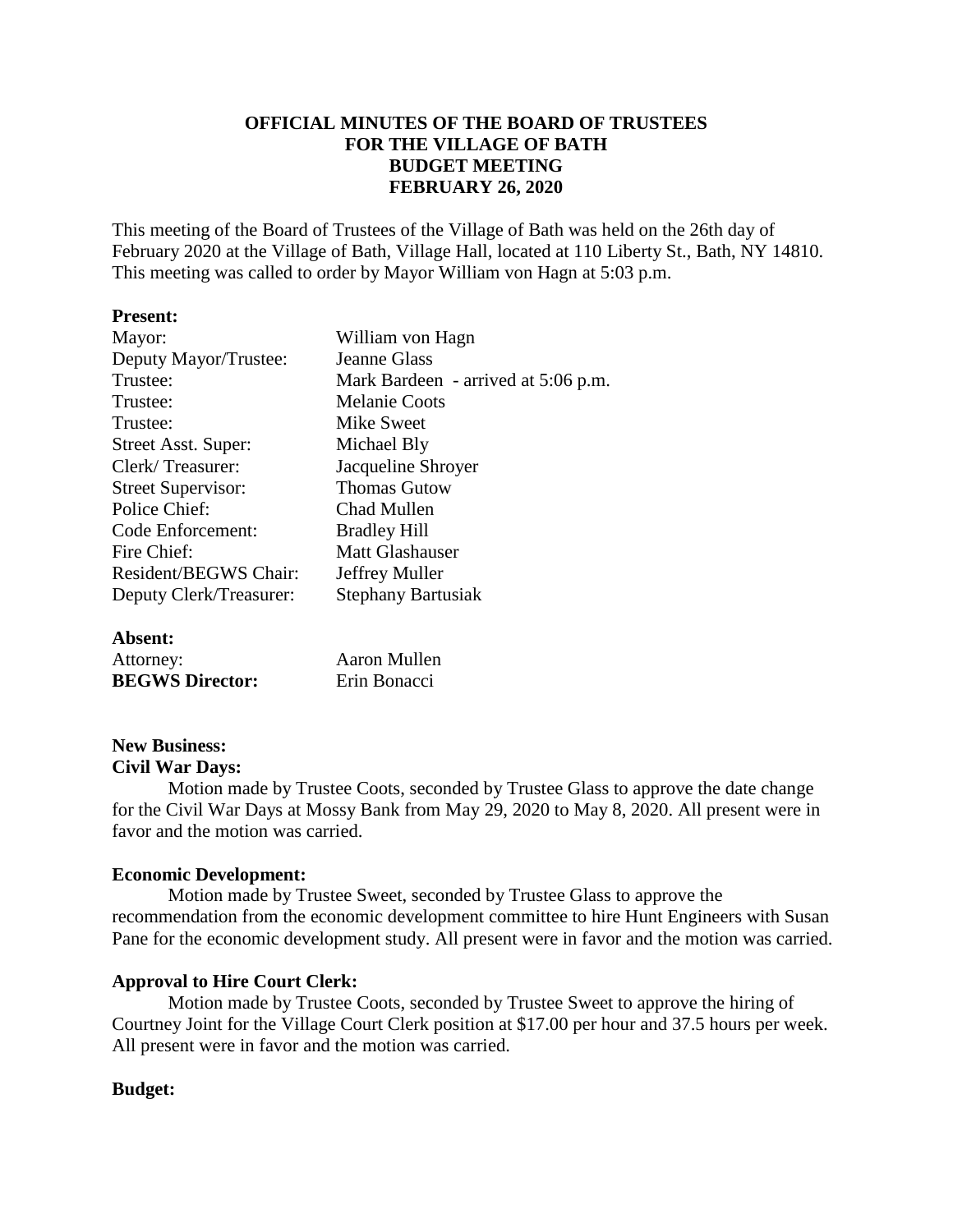**OFFICIAL MINUTES OF THE BOARD OF TRUSTEES**
**FOR THE VILLAGE OF BATH**
**BUDGET MEETING**
**FEBRUARY 26, 2020**

This meeting of the Board of Trustees of the Village of Bath was held on the 26th day of February 2020 at the Village of Bath, Village Hall, located at 110 Liberty St., Bath, NY 14810. This meeting was called to order by Mayor William von Hagn at 5:03 p.m.

**Present:**

| | |
|---|---|
| Mayor: | William von Hagn |
| Deputy Mayor/Trustee: | Jeanne Glass |
| Trustee: | Mark Bardeen - arrived at 5:06 p.m. |
| Trustee: | Melanie Coots |
| Trustee: | Mike Sweet |
| Street Asst. Super: | Michael Bly |
| Clerk/ Treasurer: | Jacqueline Shroyer |
| Street Supervisor: | Thomas Gutow |
| Police Chief: | Chad Mullen |
| Code Enforcement: | Bradley Hill |
| Fire Chief: | Matt Glashauser |
| Resident/BEGWS Chair: | Jeffrey Muller |
| Deputy Clerk/Treasurer: | Stephany Bartusiak |

**Absent:**

| | |
|---|---|
| Attorney: | Aaron Mullen |
| **BEGWS Director:** | Erin Bonacci |

**New Business:**

**Civil War Days:**

Motion made by Trustee Coots, seconded by Trustee Glass to approve the date change for the Civil War Days at Mossy Bank from May 29, 2020 to May 8, 2020. All present were in favor and the motion was carried.

**Economic Development:**

Motion made by Trustee Sweet, seconded by Trustee Glass to approve the recommendation from the economic development committee to hire Hunt Engineers with Susan Pane for the economic development study. All present were in favor and the motion was carried.

**Approval to Hire Court Clerk:**

Motion made by Trustee Coots, seconded by Trustee Sweet to approve the hiring of Courtney Joint for the Village Court Clerk position at $17.00 per hour and 37.5 hours per week. All present were in favor and the motion was carried.

**Budget:**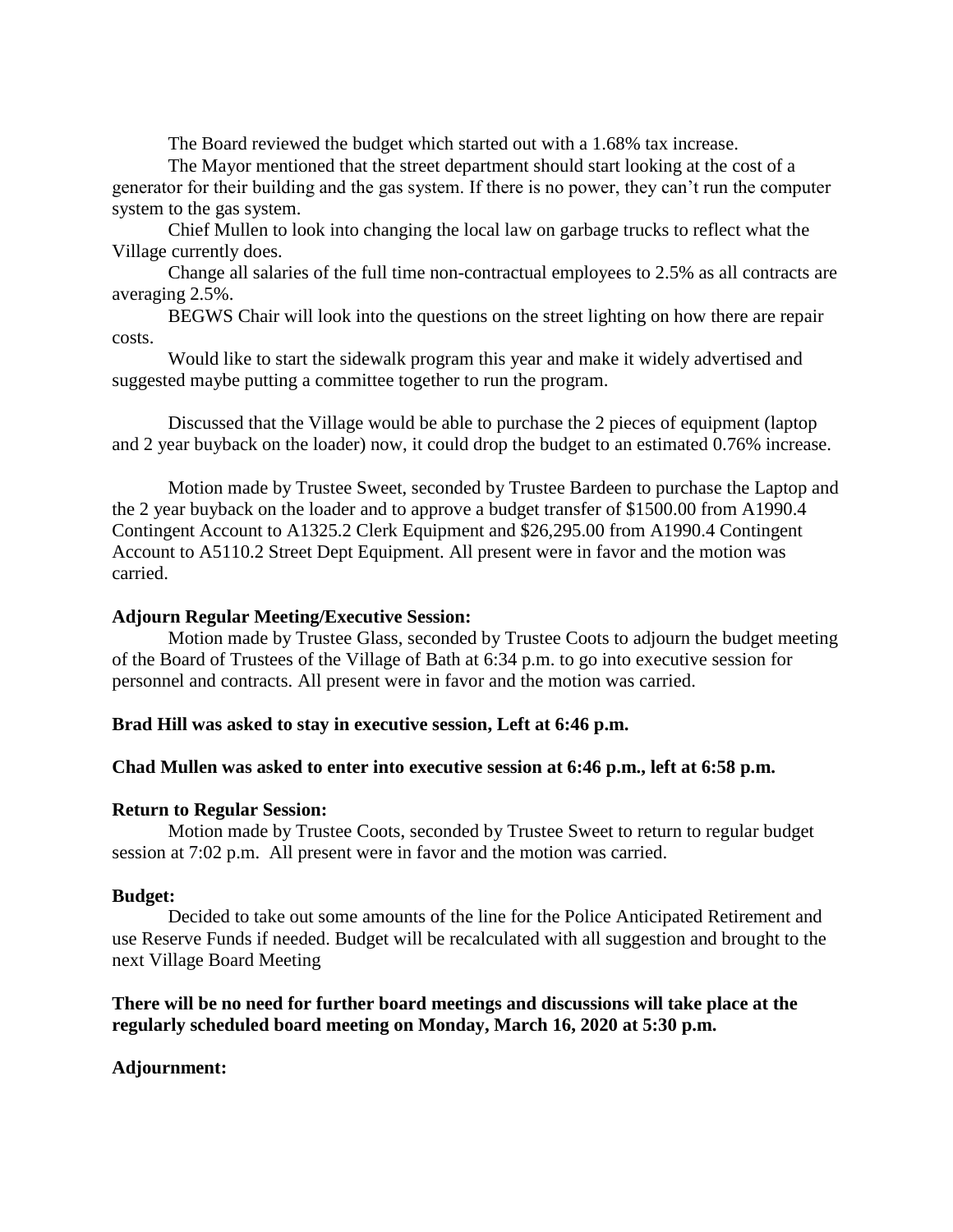The Board reviewed the budget which started out with a 1.68% tax increase.

The Mayor mentioned that the street department should start looking at the cost of a generator for their building and the gas system. If there is no power, they can't run the computer system to the gas system.

Chief Mullen to look into changing the local law on garbage trucks to reflect what the Village currently does.

Change all salaries of the full time non-contractual employees to 2.5% as all contracts are averaging 2.5%.

BEGWS Chair will look into the questions on the street lighting on how there are repair costs.

Would like to start the sidewalk program this year and make it widely advertised and suggested maybe putting a committee together to run the program.

Discussed that the Village would be able to purchase the 2 pieces of equipment (laptop and 2 year buyback on the loader) now, it could drop the budget to an estimated 0.76% increase.

Motion made by Trustee Sweet, seconded by Trustee Bardeen to purchase the Laptop and the 2 year buyback on the loader and to approve a budget transfer of $1500.00 from A1990.4 Contingent Account to A1325.2 Clerk Equipment and $26,295.00 from A1990.4 Contingent Account to A5110.2 Street Dept Equipment. All present were in favor and the motion was carried.

**Adjourn Regular Meeting/Executive Session:**

Motion made by Trustee Glass, seconded by Trustee Coots to adjourn the budget meeting of the Board of Trustees of the Village of Bath at 6:34 p.m. to go into executive session for personnel and contracts. All present were in favor and the motion was carried.

**Brad Hill was asked to stay in executive session, Left at 6:46 p.m.**

**Chad Mullen was asked to enter into executive session at 6:46 p.m., left at 6:58 p.m.**

**Return to Regular Session:**

Motion made by Trustee Coots, seconded by Trustee Sweet to return to regular budget session at 7:02 p.m. All present were in favor and the motion was carried.

**Budget:**

Decided to take out some amounts of the line for the Police Anticipated Retirement and use Reserve Funds if needed. Budget will be recalculated with all suggestion and brought to the next Village Board Meeting

**There will be no need for further board meetings and discussions will take place at the regularly scheduled board meeting on Monday, March 16, 2020 at 5:30 p.m.**

**Adjournment:**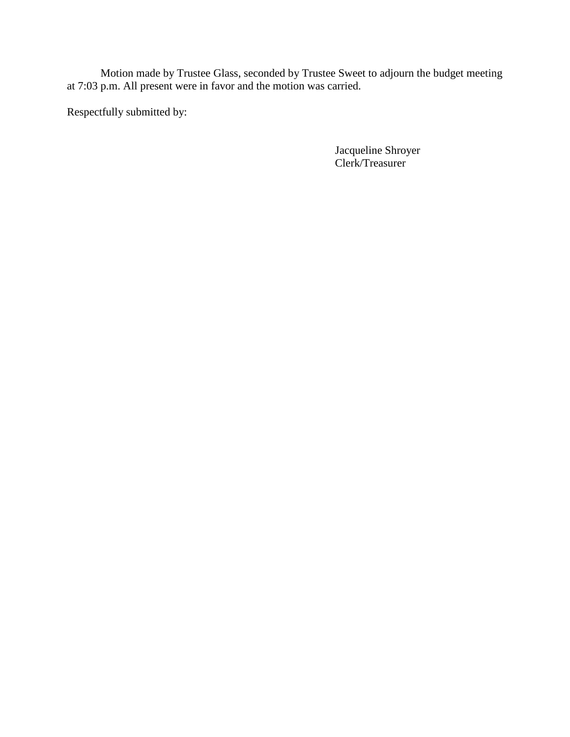Motion made by Trustee Glass, seconded by Trustee Sweet to adjourn the budget meeting at 7:03 p.m. All present were in favor and the motion was carried.

Respectfully submitted by:

Jacqueline Shroyer
Clerk/Treasurer